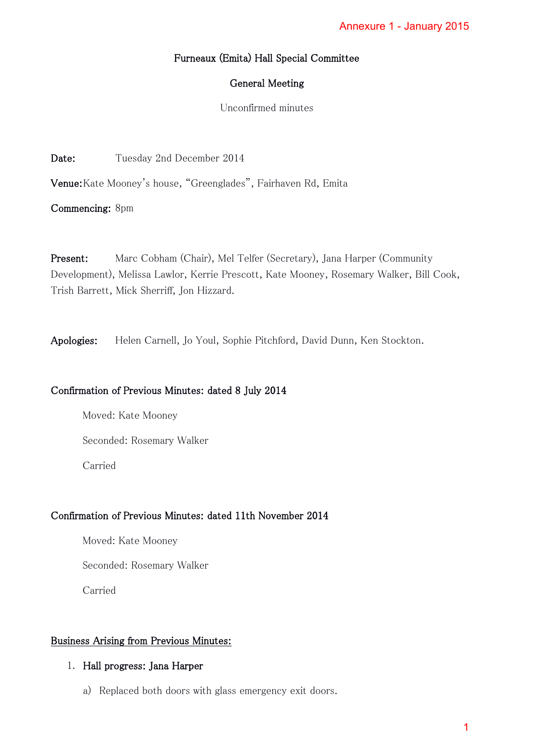Annexure 1 - January 2015

# Furneaux (Emita) Hall Special Committee

## General Meeting

Unconfirmed minutes

**Date:** Tuesday 2nd December 2014

**Venue:** Kate Mooney's house, "Greenglades", Fairhaven Rd, Emita

**Commencing:** 8pm

**Present:** Marc Cobham (Chair), Mel Telfer (Secretary), Jana Harper (Community Development), Melissa Lawlor, Kerrie Prescott, Kate Mooney, Rosemary Walker, Bill Cook, Trish Barrett, Mick Sherriff, Jon Hizzard.

**Apologies:** Helen Carnell, Jo Youl, Sophie Pitchford, David Dunn, Ken Stockton.

**Confirmation of Previous Minutes: dated 8 July 2014**

Moved: Kate Mooney

Seconded: Rosemary Walker

Carried

**Confirmation of Previous Minutes: dated 11th November 2014**

Moved: Kate Mooney

Seconded: Rosemary Walker

Carried

**Business Arising from Previous Minutes:**

1. **Hall progress: Jana Harper**
   a) Replaced both doors with glass emergency exit doors.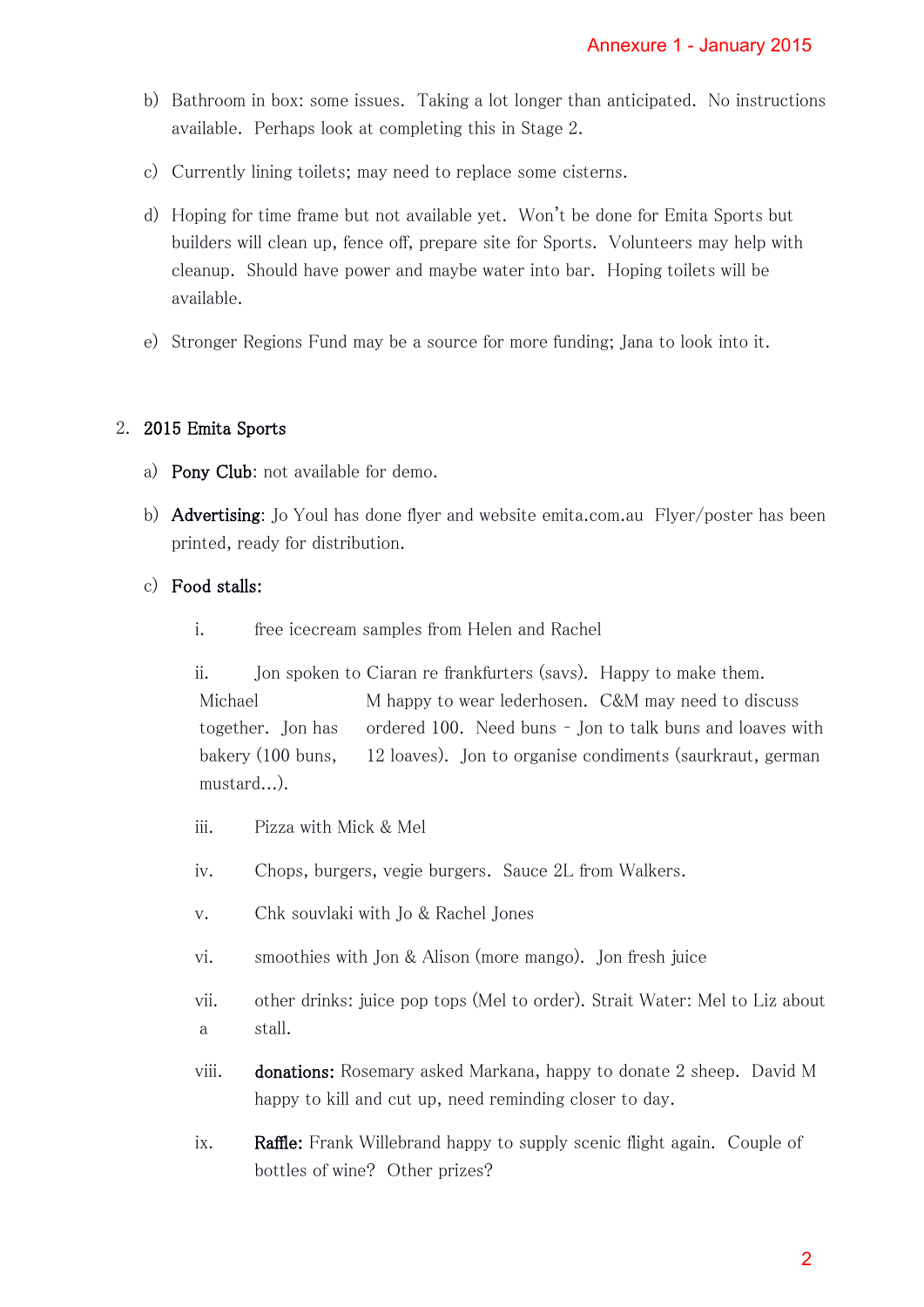b) Bathroom in box: some issues. Taking a lot longer than anticipated. No instructions available. Perhaps look at completing this in Stage 2.

c) Currently lining toilets; may need to replace some cisterns.

d) Hoping for time frame but not available yet. Won't be done for Emita Sports but builders will clean up, fence off, prepare site for Sports. Volunteers may help with cleanup. Should have power and maybe water into bar. Hoping toilets will be available.

e) Stronger Regions Fund may be a source for more funding; Jana to look into it.

2. **2015 Emita Sports**

   a) **Pony Club**: not available for demo.

   b) **Advertising**: Jo Youl has done flyer and website emita.com.au Flyer/poster has been printed, ready for distribution.

   c) **Food stalls:**

      i. free icecream samples from Helen and Rachel

      ii. Jon spoken to Ciaran re frankfurters (savs). Happy to make them. Michael M happy to wear lederhosen. C&M may need to discuss together. Jon has ordered 100. Need buns – Jon to talk buns and loaves with bakery (100 buns, 12 loaves). Jon to organise condiments (saurkraut, german mustard…).

      iii. Pizza with Mick & Mel

      iv. Chops, burgers, vegie burgers. Sauce 2L from Walkers.

      v. Chk souvlaki with Jo & Rachel Jones

      vi. smoothies with Jon & Alison (more mango). Jon fresh juice

      vii. a other drinks: juice pop tops (Mel to order). Strait Water: Mel to Liz about stall.

      viii. **donations:** Rosemary asked Markana, happy to donate 2 sheep. David M happy to kill and cut up, need reminding closer to day.

      ix. **Raffle:** Frank Willebrand happy to supply scenic flight again. Couple of bottles of wine? Other prizes?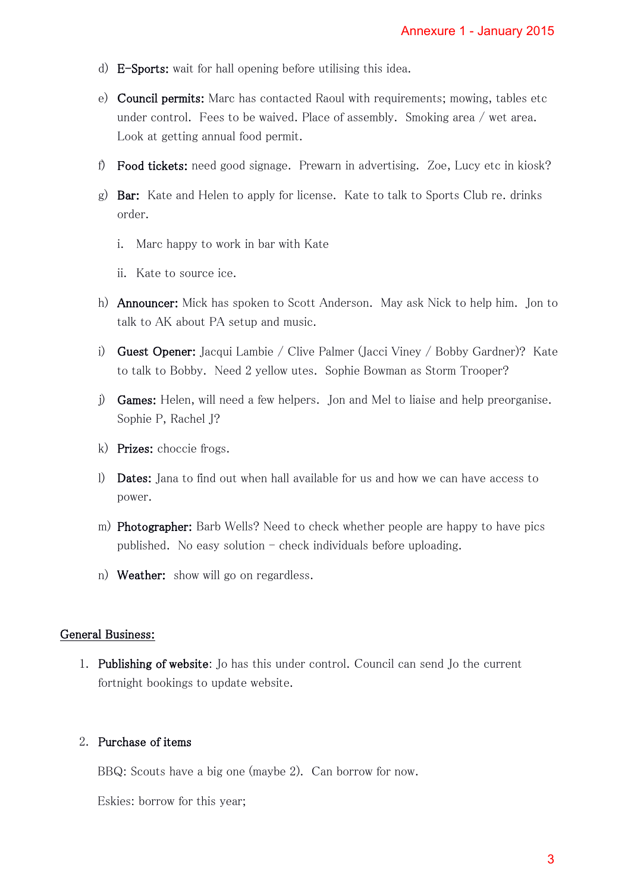d) **E-Sports:** wait for hall opening before utilising this idea.

e) **Council permits:** Marc has contacted Raoul with requirements; mowing, tables etc under control. Fees to be waived. Place of assembly. Smoking area / wet area. Look at getting annual food permit.

f) **Food tickets:** need good signage. Prewarn in advertising. Zoe, Lucy etc in kiosk?

g) **Bar:** Kate and Helen to apply for license. Kate to talk to Sports Club re. drinks order.

   i. Marc happy to work in bar with Kate

   ii. Kate to source ice.

h) **Announcer:** Mick has spoken to Scott Anderson. May ask Nick to help him. Jon to talk to AK about PA setup and music.

i) **Guest Opener:** Jacqui Lambie / Clive Palmer (Jacci Viney / Bobby Gardner)? Kate to talk to Bobby. Need 2 yellow utes. Sophie Bowman as Storm Trooper?

j) **Games:** Helen, will need a few helpers. Jon and Mel to liaise and help preorganise. Sophie P, Rachel J?

k) **Prizes:** choccie frogs.

l) **Dates:** Jana to find out when hall available for us and how we can have access to power.

m) **Photographer:** Barb Wells? Need to check whether people are happy to have pics published. No easy solution – check individuals before uploading.

n) **Weather:** show will go on regardless.

## General Business:

1. **Publishing of website**: Jo has this under control. Council can send Jo the current fortnight bookings to update website.

2. **Purchase of items**

   BBQ: Scouts have a big one (maybe 2). Can borrow for now.

   Eskies: borrow for this year;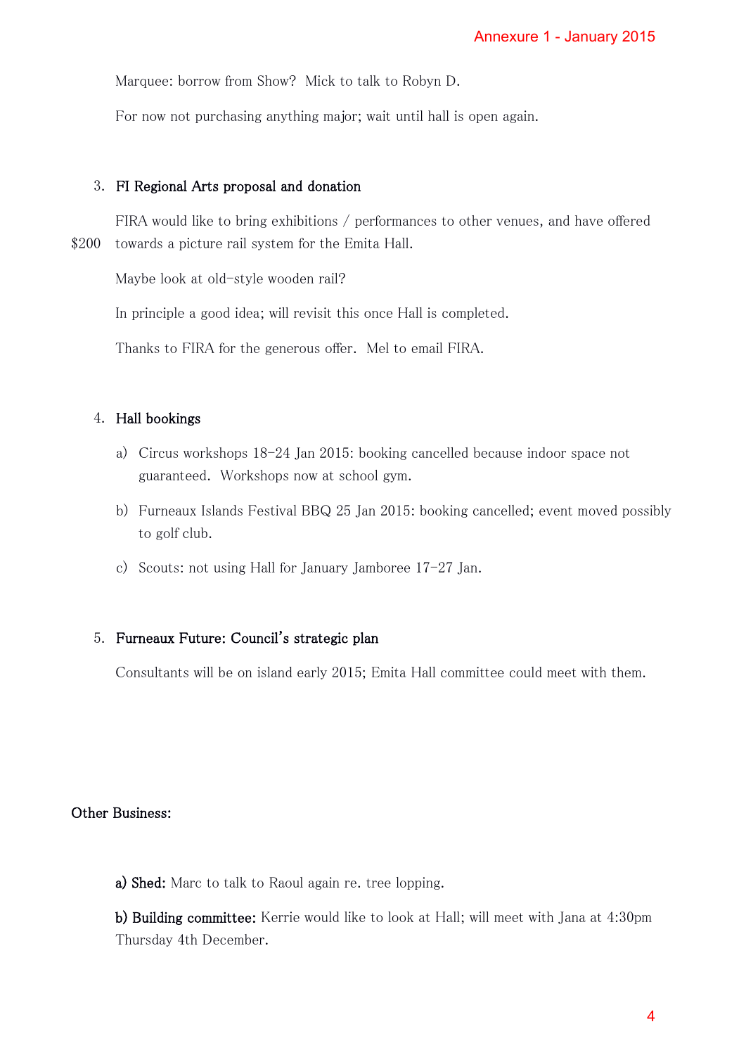Marquee: borrow from Show? Mick to talk to Robyn D.

For now not purchasing anything major; wait until hall is open again.

3. FI Regional Arts proposal and donation

FIRA would like to bring exhibitions / performances to other venues, and have offered towards a picture rail system for the Emita Hall.

$200

Maybe look at old-style wooden rail?

In principle a good idea; will revisit this once Hall is completed.

Thanks to FIRA for the generous offer. Mel to email FIRA.

4. Hall bookings

a) Circus workshops 18-24 Jan 2015: booking cancelled because indoor space not guaranteed. Workshops now at school gym.

b) Furneaux Islands Festival BBQ 25 Jan 2015: booking cancelled; event moved possibly to golf club.

c) Scouts: not using Hall for January Jamboree 17-27 Jan.

5. Furneaux Future: Council's strategic plan

Consultants will be on island early 2015; Emita Hall committee could meet with them.

Other Business:

**a) Shed:** Marc to talk to Raoul again re. tree lopping.

**b) Building committee:** Kerrie would like to look at Hall; will meet with Jana at 4:30pm Thursday 4th December.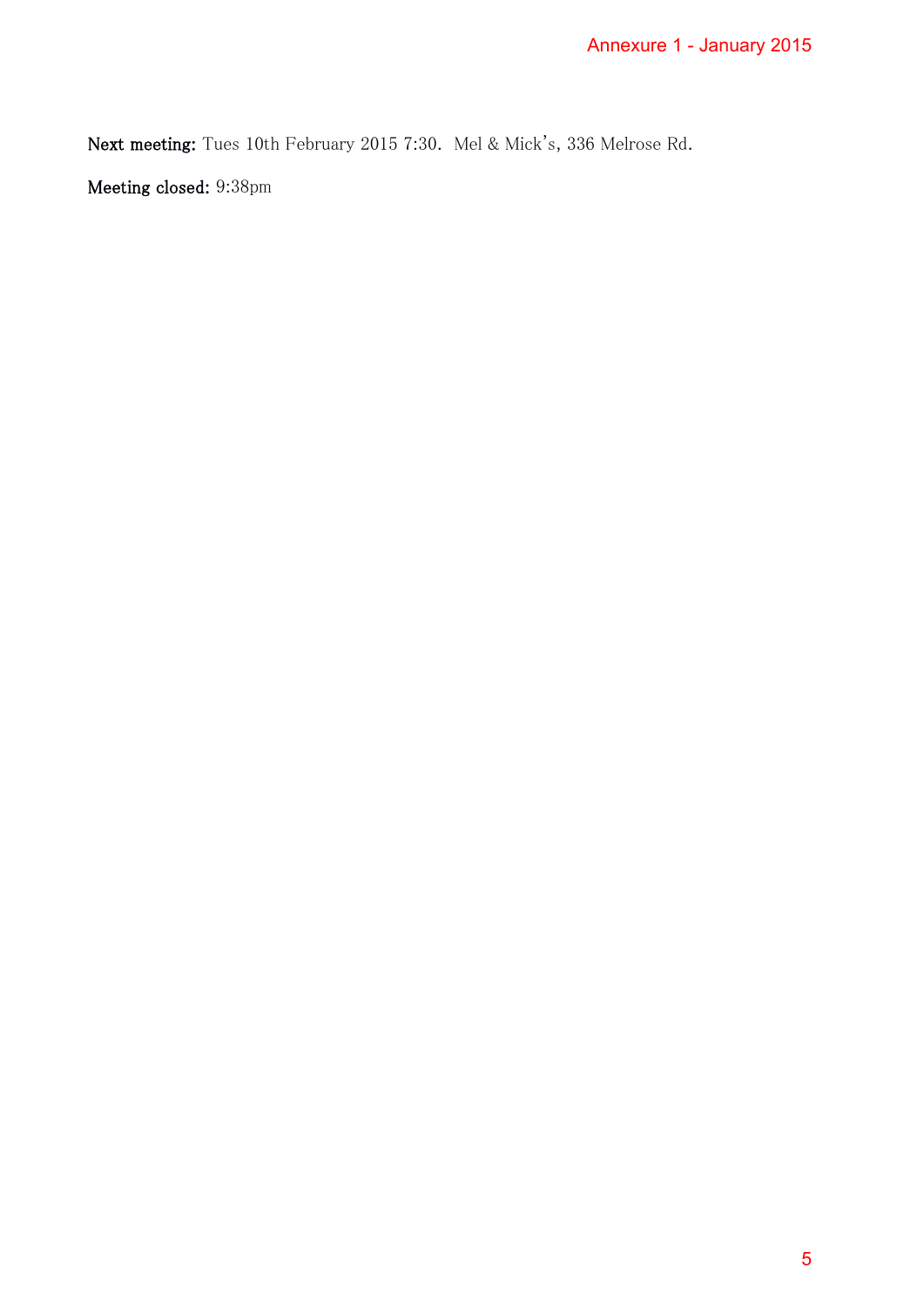**Next meeting:** Tues 10th February 2015 7:30. Mel & Mick's, 336 Melrose Rd.

**Meeting closed:** 9:38pm